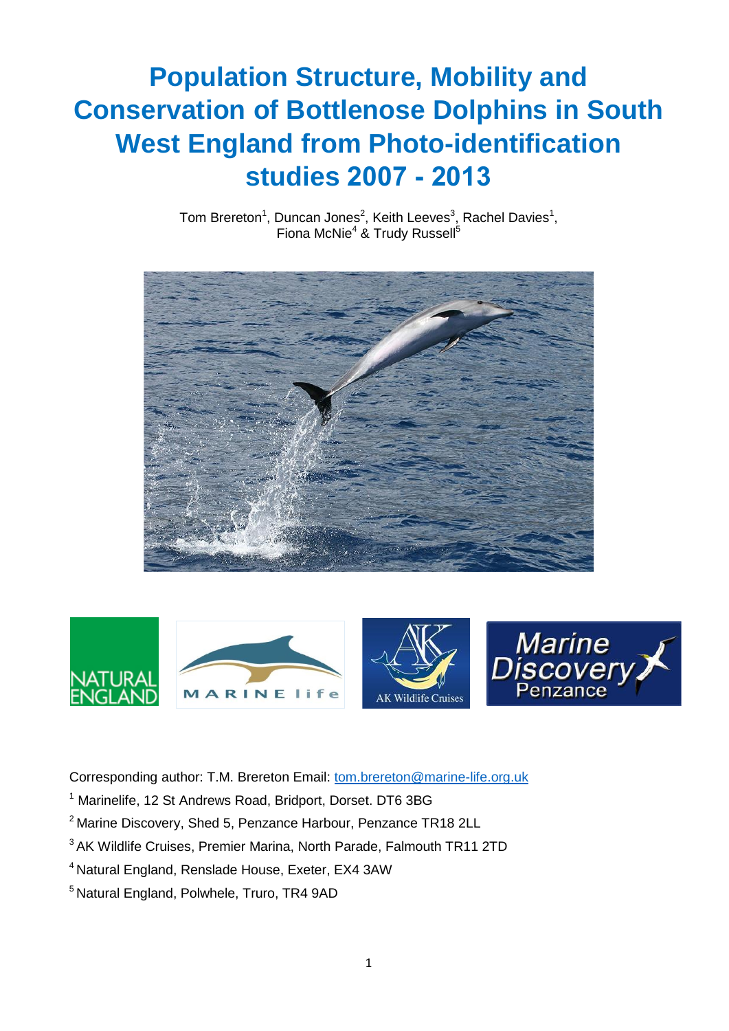# Population Structure, Mobility and Conservation of Bottlenose Dolphins in South West England from Photo-identification studies 2007 - 2013

Tom Brereton[1], Duncan Jones[2], Keith Leeves[3], Rachel Davies[1], Fiona McNie[4] & Trudy Russell[5]

Corresponding author: T.M. Brereton Email: tom.brereton@marine-life.org.uk

[1] Marinelife, 12 St Andrews Road, Bridport, Dorset. DT6 3BG

[2] Marine Discovery, Shed 5, Penzance Harbour, Penzance TR18 2LL

[3] AK Wildlife Cruises, Premier Marina, North Parade, Falmouth TR11 2TD

[4] Natural England, Renslade House, Exeter, EX4 3AW

[5] Natural England, Polwhele, Truro, TR4 9AD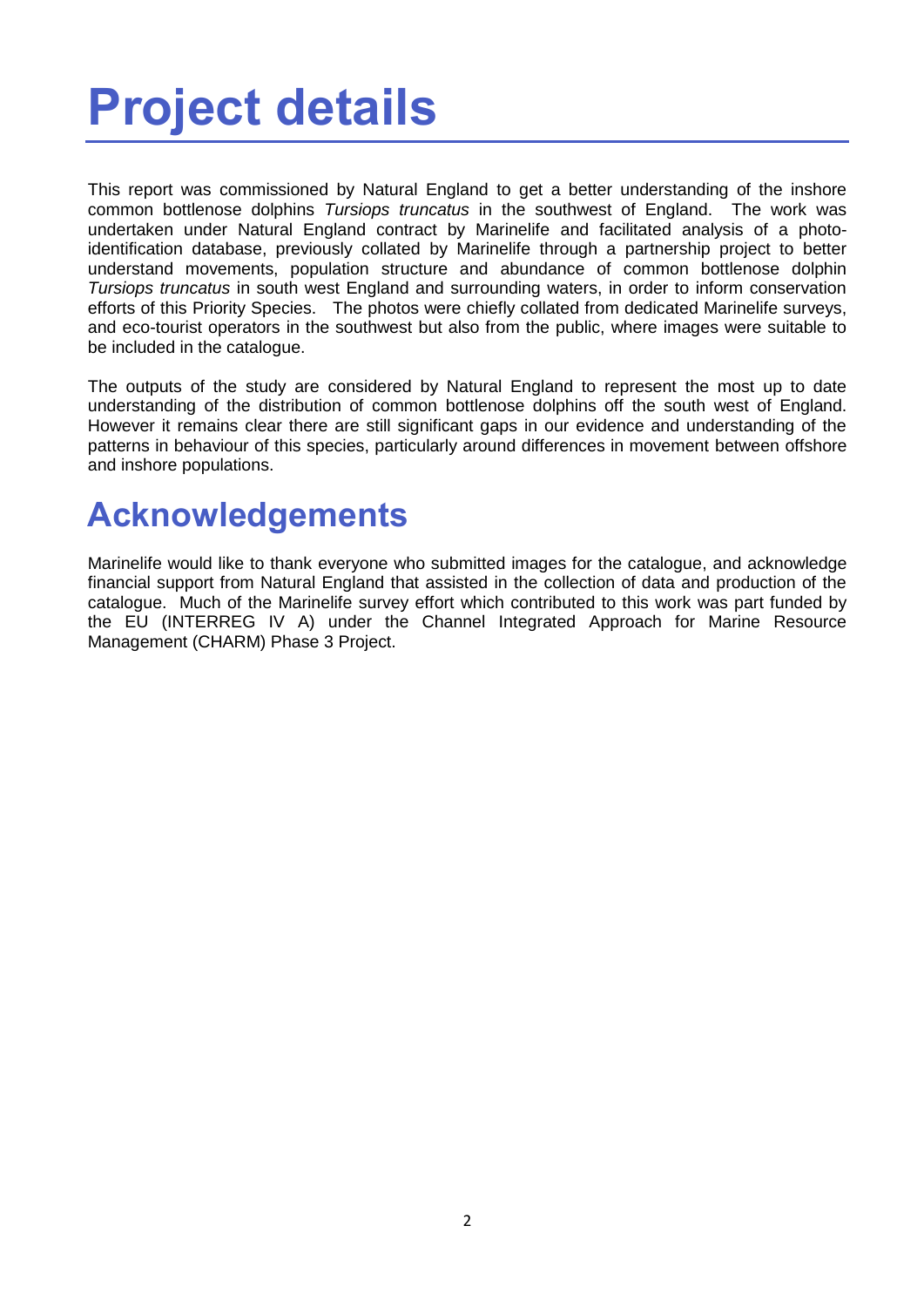# Project details

This report was commissioned by Natural England to get a better understanding of the inshore common bottlenose dolphins *Tursiops truncatus* in the southwest of England. The work was undertaken under Natural England contract by Marinelife and facilitated analysis of a photo-identification database, previously collated by Marinelife through a partnership project to better understand movements, population structure and abundance of common bottlenose dolphin *Tursiops truncatus* in south west England and surrounding waters, in order to inform conservation efforts of this Priority Species. The photos were chiefly collated from dedicated Marinelife surveys, and eco-tourist operators in the southwest but also from the public, where images were suitable to be included in the catalogue.

The outputs of the study are considered by Natural England to represent the most up to date understanding of the distribution of common bottlenose dolphins off the south west of England. However it remains clear there are still significant gaps in our evidence and understanding of the patterns in behaviour of this species, particularly around differences in movement between offshore and inshore populations.

## Acknowledgements

Marinelife would like to thank everyone who submitted images for the catalogue, and acknowledge financial support from Natural England that assisted in the collection of data and production of the catalogue. Much of the Marinelife survey effort which contributed to this work was part funded by the EU (INTERREG IV A) under the Channel Integrated Approach for Marine Resource Management (CHARM) Phase 3 Project.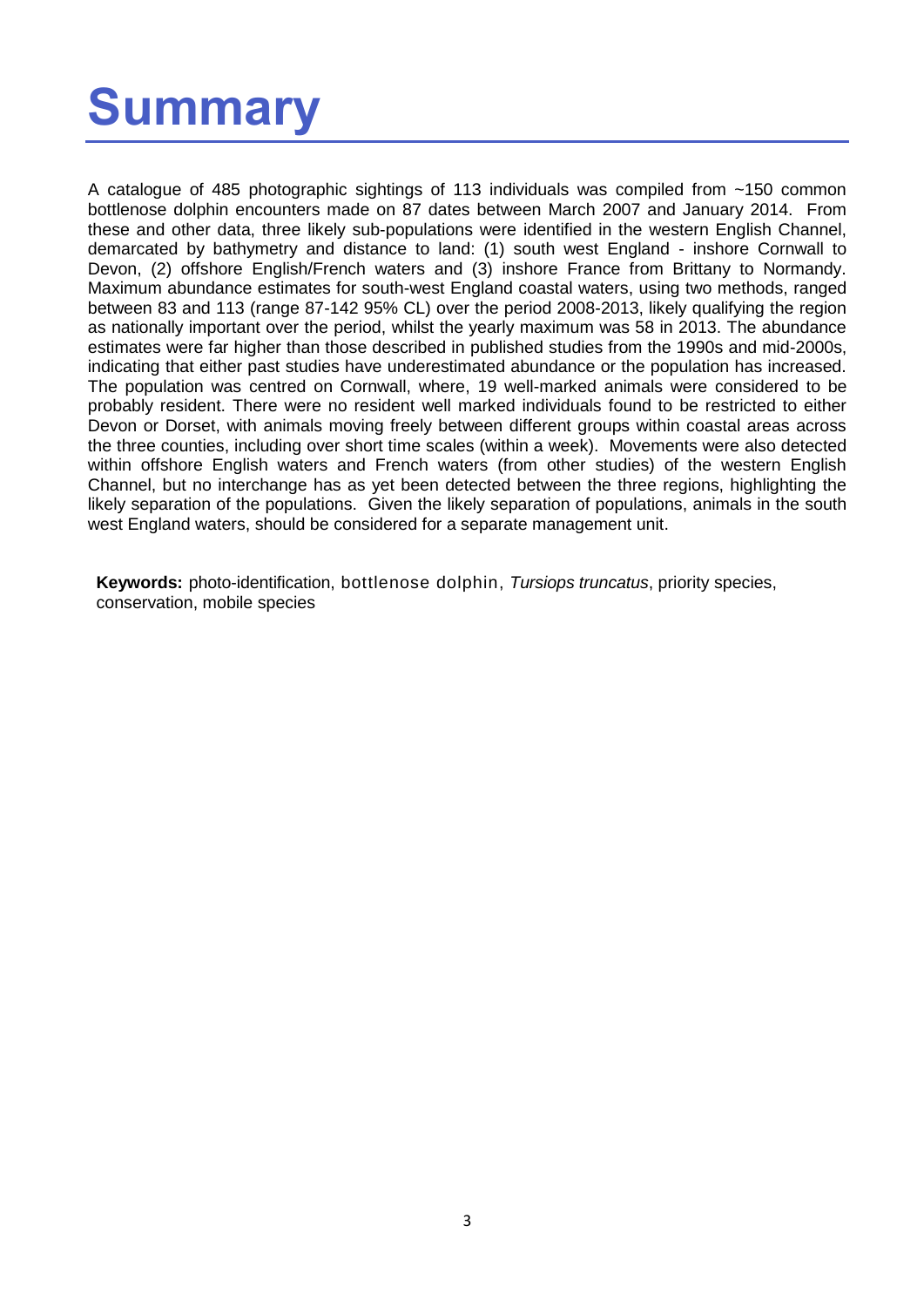# Summary

A catalogue of 485 photographic sightings of 113 individuals was compiled from ~150 common bottlenose dolphin encounters made on 87 dates between March 2007 and January 2014. From these and other data, three likely sub-populations were identified in the western English Channel, demarcated by bathymetry and distance to land: (1) south west England - inshore Cornwall to Devon, (2) offshore English/French waters and (3) inshore France from Brittany to Normandy. Maximum abundance estimates for south-west England coastal waters, using two methods, ranged between 83 and 113 (range 87-142 95% CL) over the period 2008-2013, likely qualifying the region as nationally important over the period, whilst the yearly maximum was 58 in 2013. The abundance estimates were far higher than those described in published studies from the 1990s and mid-2000s, indicating that either past studies have underestimated abundance or the population has increased. The population was centred on Cornwall, where, 19 well-marked animals were considered to be probably resident. There were no resident well marked individuals found to be restricted to either Devon or Dorset, with animals moving freely between different groups within coastal areas across the three counties, including over short time scales (within a week). Movements were also detected within offshore English waters and French waters (from other studies) of the western English Channel, but no interchange has as yet been detected between the three regions, highlighting the likely separation of the populations. Given the likely separation of populations, animals in the south west England waters, should be considered for a separate management unit.

**Keywords:** photo-identification, bottlenose dolphin, *Tursiops truncatus*, priority species, conservation, mobile species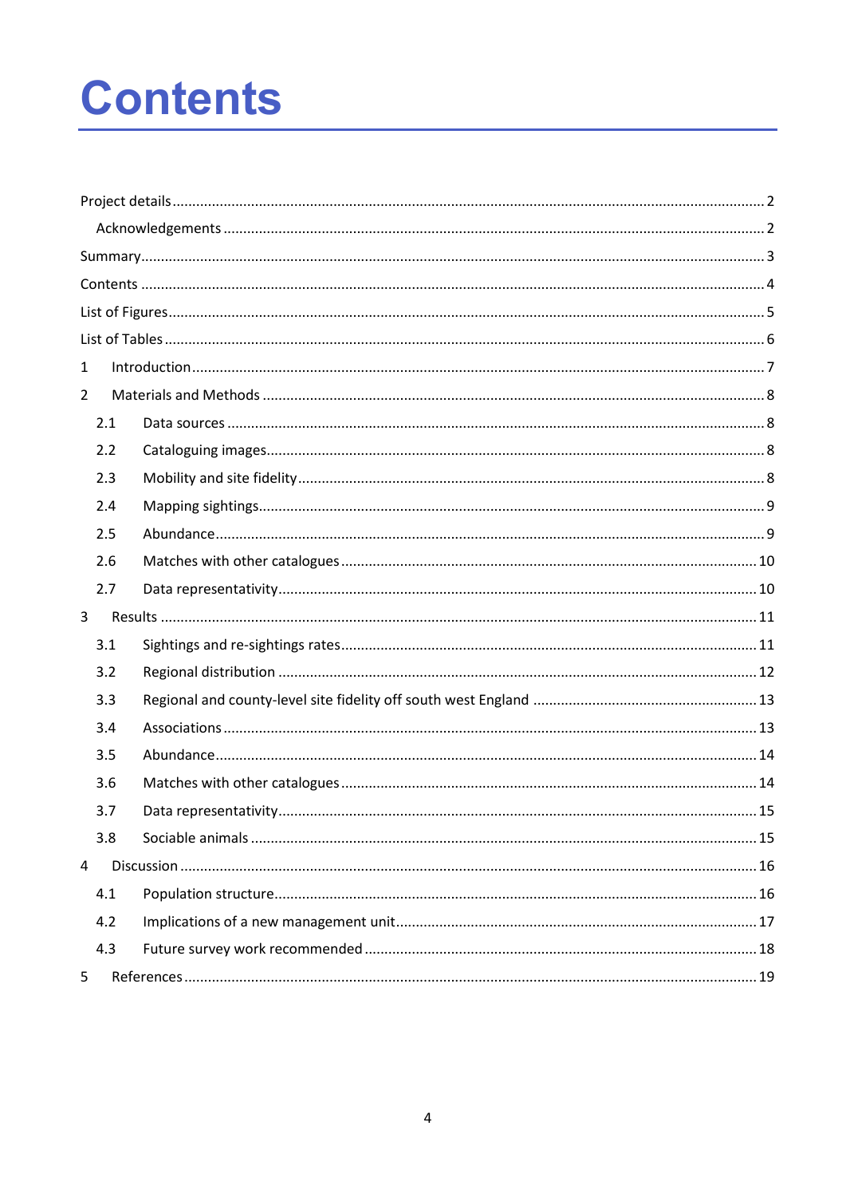# Contents

Project details ........ 2

Acknowledgements ........ 2

Summary ........ 3

Contents ........ 4

List of Figures ........ 5

List of Tables ........ 6

1 Introduction ........ 7

2 Materials and Methods ........ 8

- 2.1 Data sources ........ 8
- 2.2 Cataloguing images ........ 8
- 2.3 Mobility and site fidelity ........ 8
- 2.4 Mapping sightings ........ 9
- 2.5 Abundance ........ 9
- 2.6 Matches with other catalogues ........ 10
- 2.7 Data representativity ........ 10

3 Results ........ 11

- 3.1 Sightings and re-sightings rates ........ 11
- 3.2 Regional distribution ........ 12
- 3.3 Regional and county-level site fidelity off south west England ........ 13
- 3.4 Associations ........ 13
- 3.5 Abundance ........ 14
- 3.6 Matches with other catalogues ........ 14
- 3.7 Data representativity ........ 15
- 3.8 Sociable animals ........ 15

4 Discussion ........ 16

- 4.1 Population structure ........ 16
- 4.2 Implications of a new management unit ........ 17
- 4.3 Future survey work recommended ........ 18

5 References ........ 19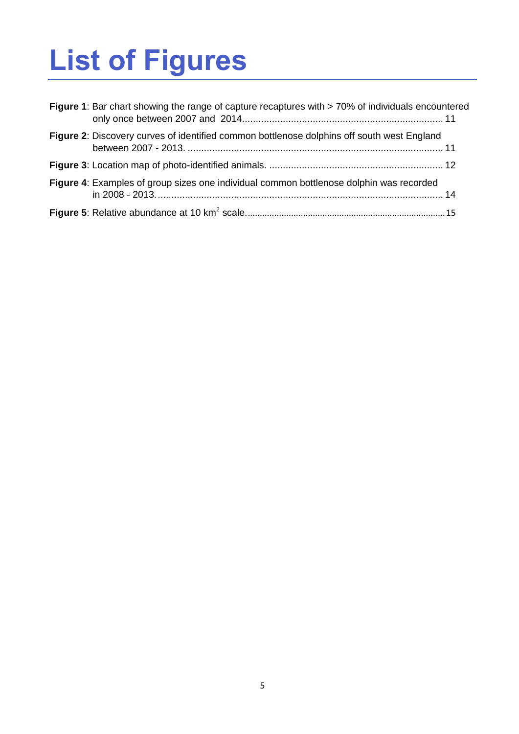# List of Figures

**Figure 1**: Bar chart showing the range of capture recaptures with > 70% of individuals encountered only once between 2007 and 2014. 11

**Figure 2**: Discovery curves of identified common bottlenose dolphins off south west England between 2007 - 2013. 11

**Figure 3**: Location map of photo-identified animals. 12

**Figure 4**: Examples of group sizes one individual common bottlenose dolphin was recorded in 2008 - 2013. 14

**Figure 5**: Relative abundance at 10 $km^2$ scale. 15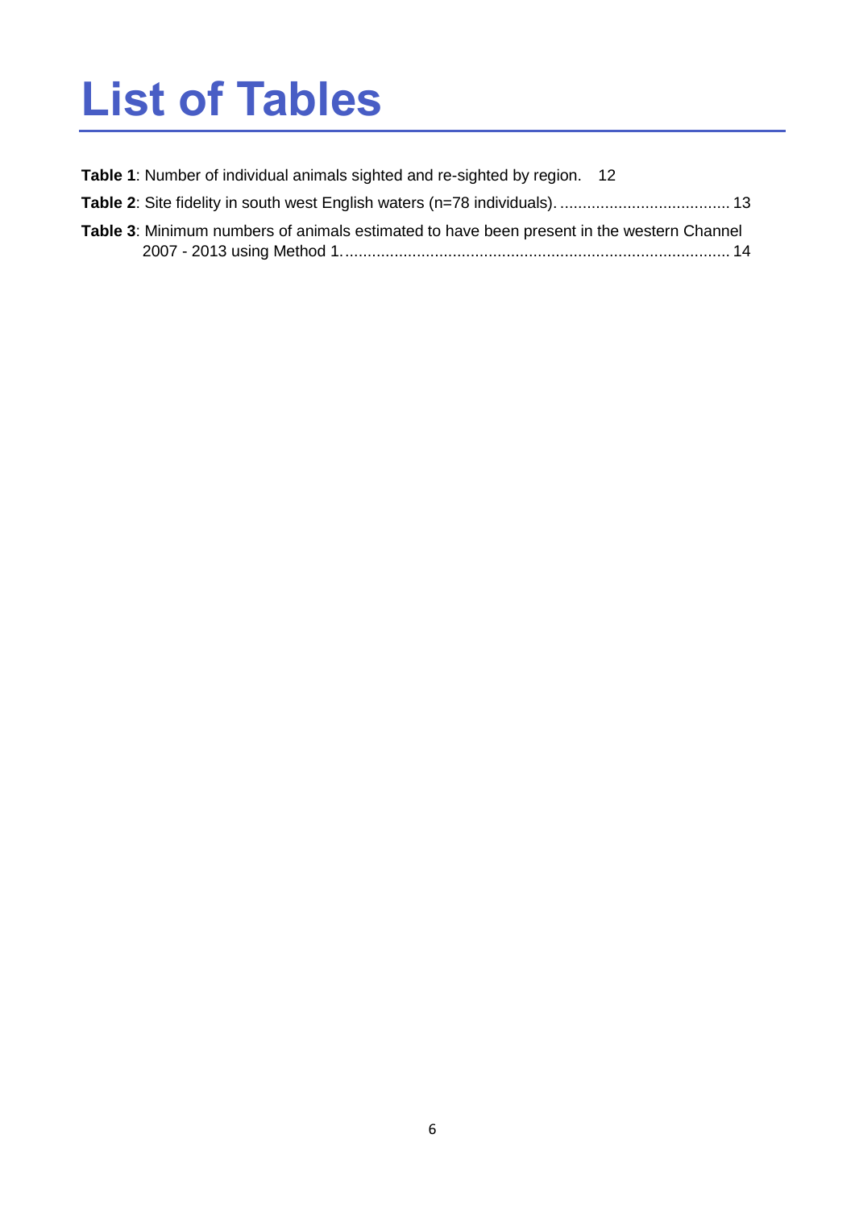# List of Tables

**Table 1**: Number of individual animals sighted and re-sighted by region. 12

**Table 2**: Site fidelity in south west English waters (n=78 individuals). 13

**Table 3**: Minimum numbers of animals estimated to have been present in the western Channel 2007 - 2013 using Method 1. 14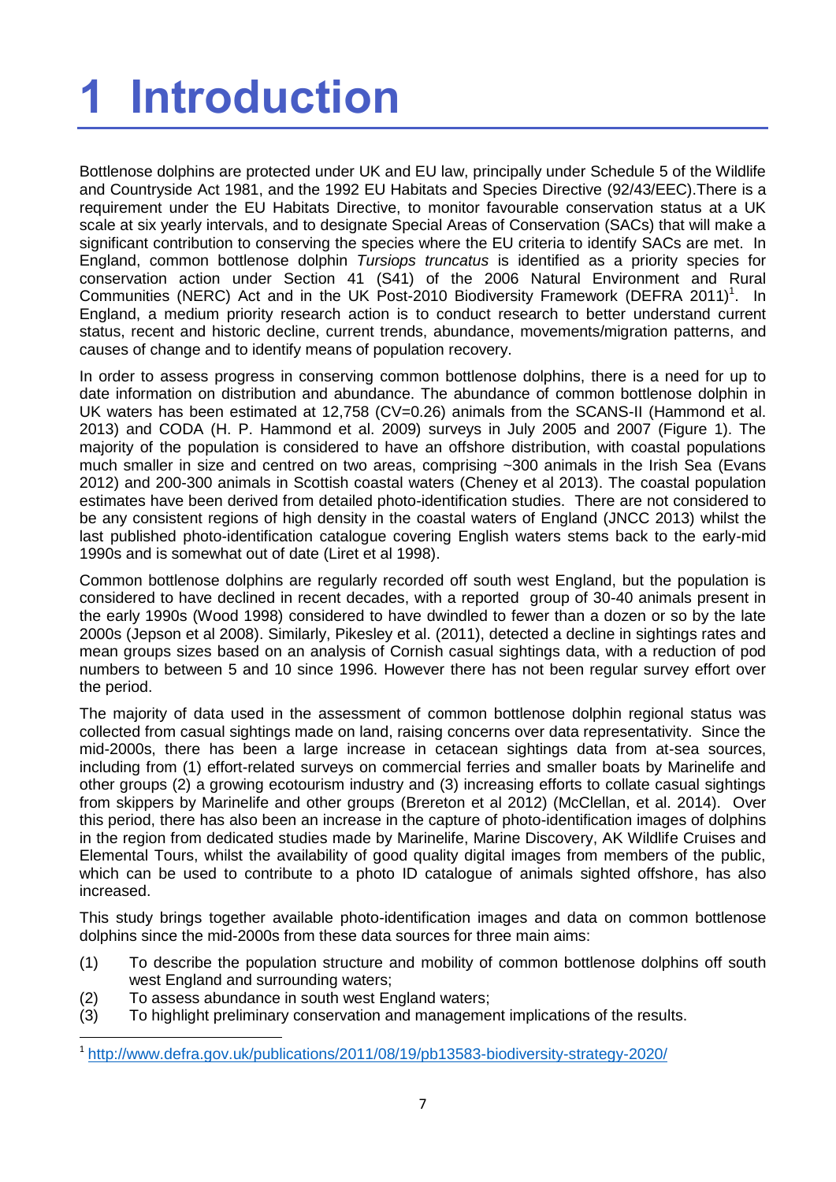# 1 Introduction

Bottlenose dolphins are protected under UK and EU law, principally under Schedule 5 of the Wildlife and Countryside Act 1981, and the 1992 EU Habitats and Species Directive (92/43/EEC).There is a requirement under the EU Habitats Directive, to monitor favourable conservation status at a UK scale at six yearly intervals, and to designate Special Areas of Conservation (SACs) that will make a significant contribution to conserving the species where the EU criteria to identify SACs are met. In England, common bottlenose dolphin *Tursiops truncatus* is identified as a priority species for conservation action under Section 41 (S41) of the 2006 Natural Environment and Rural Communities (NERC) Act and in the UK Post-2010 Biodiversity Framework (DEFRA 2011)[1]. In England, a medium priority research action is to conduct research to better understand current status, recent and historic decline, current trends, abundance, movements/migration patterns, and causes of change and to identify means of population recovery.

In order to assess progress in conserving common bottlenose dolphins, there is a need for up to date information on distribution and abundance. The abundance of common bottlenose dolphin in UK waters has been estimated at 12,758 (CV=0.26) animals from the SCANS-II (Hammond et al. 2013) and CODA (H. P. Hammond et al. 2009) surveys in July 2005 and 2007 (Figure 1). The majority of the population is considered to have an offshore distribution, with coastal populations much smaller in size and centred on two areas, comprising ~300 animals in the Irish Sea (Evans 2012) and 200-300 animals in Scottish coastal waters (Cheney et al 2013). The coastal population estimates have been derived from detailed photo-identification studies. There are not considered to be any consistent regions of high density in the coastal waters of England (JNCC 2013) whilst the last published photo-identification catalogue covering English waters stems back to the early-mid 1990s and is somewhat out of date (Liret et al 1998).

Common bottlenose dolphins are regularly recorded off south west England, but the population is considered to have declined in recent decades, with a reported group of 30-40 animals present in the early 1990s (Wood 1998) considered to have dwindled to fewer than a dozen or so by the late 2000s (Jepson et al 2008). Similarly, Pikesley et al. (2011), detected a decline in sightings rates and mean groups sizes based on an analysis of Cornish casual sightings data, with a reduction of pod numbers to between 5 and 10 since 1996. However there has not been regular survey effort over the period.

The majority of data used in the assessment of common bottlenose dolphin regional status was collected from casual sightings made on land, raising concerns over data representativity. Since the mid-2000s, there has been a large increase in cetacean sightings data from at-sea sources, including from (1) effort-related surveys on commercial ferries and smaller boats by Marinelife and other groups (2) a growing ecotourism industry and (3) increasing efforts to collate casual sightings from skippers by Marinelife and other groups (Brereton et al 2012) (McClellan, et al. 2014). Over this period, there has also been an increase in the capture of photo-identification images of dolphins in the region from dedicated studies made by Marinelife, Marine Discovery, AK Wildlife Cruises and Elemental Tours, whilst the availability of good quality digital images from members of the public, which can be used to contribute to a photo ID catalogue of animals sighted offshore, has also increased.

This study brings together available photo-identification images and data on common bottlenose dolphins since the mid-2000s from these data sources for three main aims:

(1) To describe the population structure and mobility of common bottlenose dolphins off south west England and surrounding waters;
(2) To assess abundance in south west England waters;
(3) To highlight preliminary conservation and management implications of the results.

[1] http://www.defra.gov.uk/publications/2011/08/19/pb13583-biodiversity-strategy-2020/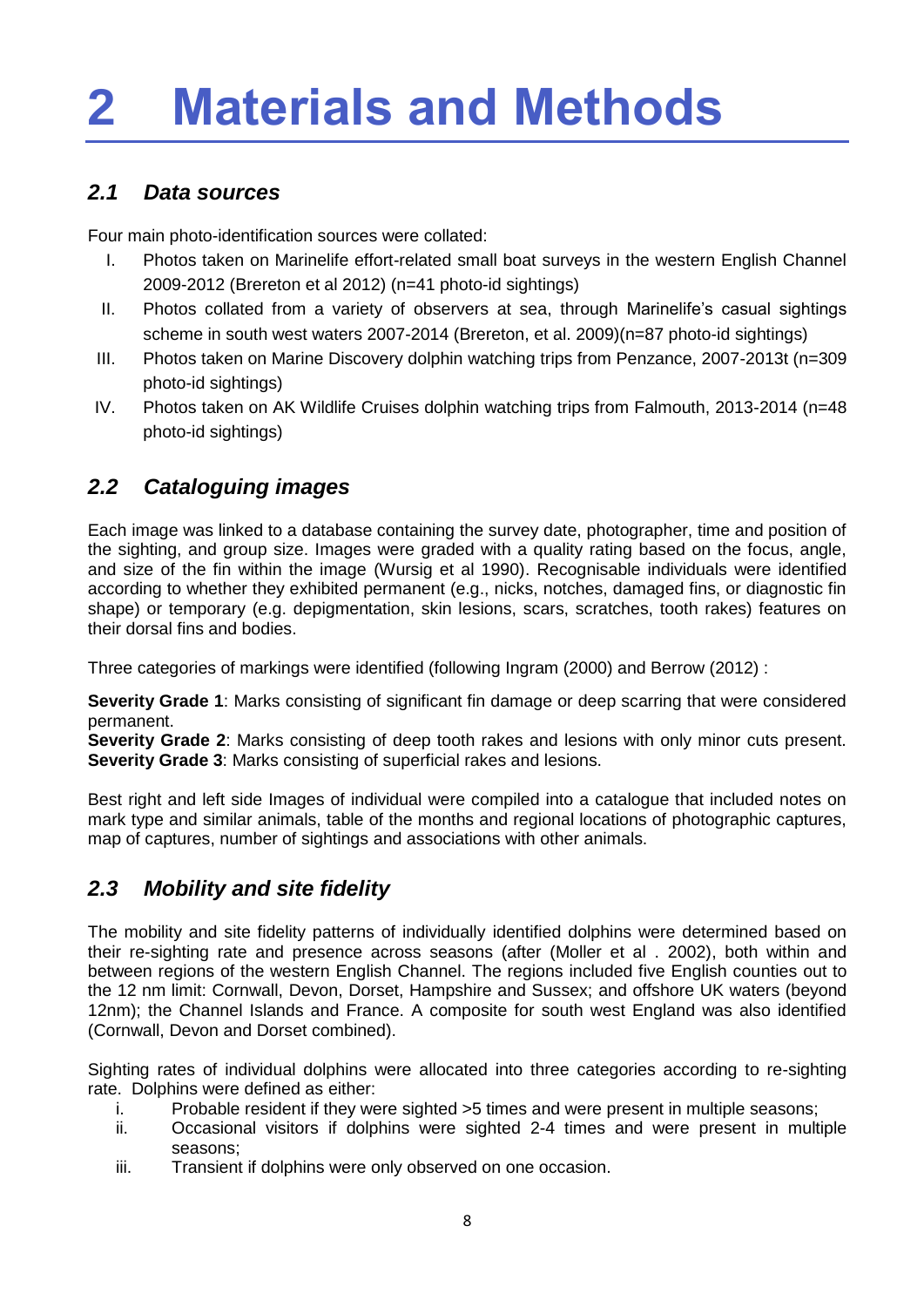# 2 Materials and Methods

## *2.1 Data sources*

Four main photo-identification sources were collated:

I. Photos taken on Marinelife effort-related small boat surveys in the western English Channel 2009-2012 (Brereton et al 2012) (n=41 photo-id sightings)
II. Photos collated from a variety of observers at sea, through Marinelife's casual sightings scheme in south west waters 2007-2014 (Brereton, et al. 2009)(n=87 photo-id sightings)
III. Photos taken on Marine Discovery dolphin watching trips from Penzance, 2007-2013t (n=309 photo-id sightings)
IV. Photos taken on AK Wildlife Cruises dolphin watching trips from Falmouth, 2013-2014 (n=48 photo-id sightings)

## *2.2 Cataloguing images*

Each image was linked to a database containing the survey date, photographer, time and position of the sighting, and group size. Images were graded with a quality rating based on the focus, angle, and size of the fin within the image (Wursig et al 1990). Recognisable individuals were identified according to whether they exhibited permanent (e.g., nicks, notches, damaged fins, or diagnostic fin shape) or temporary (e.g. depigmentation, skin lesions, scars, scratches, tooth rakes) features on their dorsal fins and bodies.

Three categories of markings were identified (following Ingram (2000) and Berrow (2012) :

**Severity Grade 1**: Marks consisting of significant fin damage or deep scarring that were considered permanent.
**Severity Grade 2**: Marks consisting of deep tooth rakes and lesions with only minor cuts present.
**Severity Grade 3**: Marks consisting of superficial rakes and lesions.

Best right and left side Images of individual were compiled into a catalogue that included notes on mark type and similar animals, table of the months and regional locations of photographic captures, map of captures, number of sightings and associations with other animals.

## *2.3 Mobility and site fidelity*

The mobility and site fidelity patterns of individually identified dolphins were determined based on their re-sighting rate and presence across seasons (after (Moller et al . 2002), both within and between regions of the western English Channel. The regions included five English counties out to the 12 nm limit: Cornwall, Devon, Dorset, Hampshire and Sussex; and offshore UK waters (beyond 12nm); the Channel Islands and France. A composite for south west England was also identified (Cornwall, Devon and Dorset combined).

Sighting rates of individual dolphins were allocated into three categories according to re-sighting rate. Dolphins were defined as either:

i. Probable resident if they were sighted >5 times and were present in multiple seasons;
ii. Occasional visitors if dolphins were sighted 2-4 times and were present in multiple seasons;
iii. Transient if dolphins were only observed on one occasion.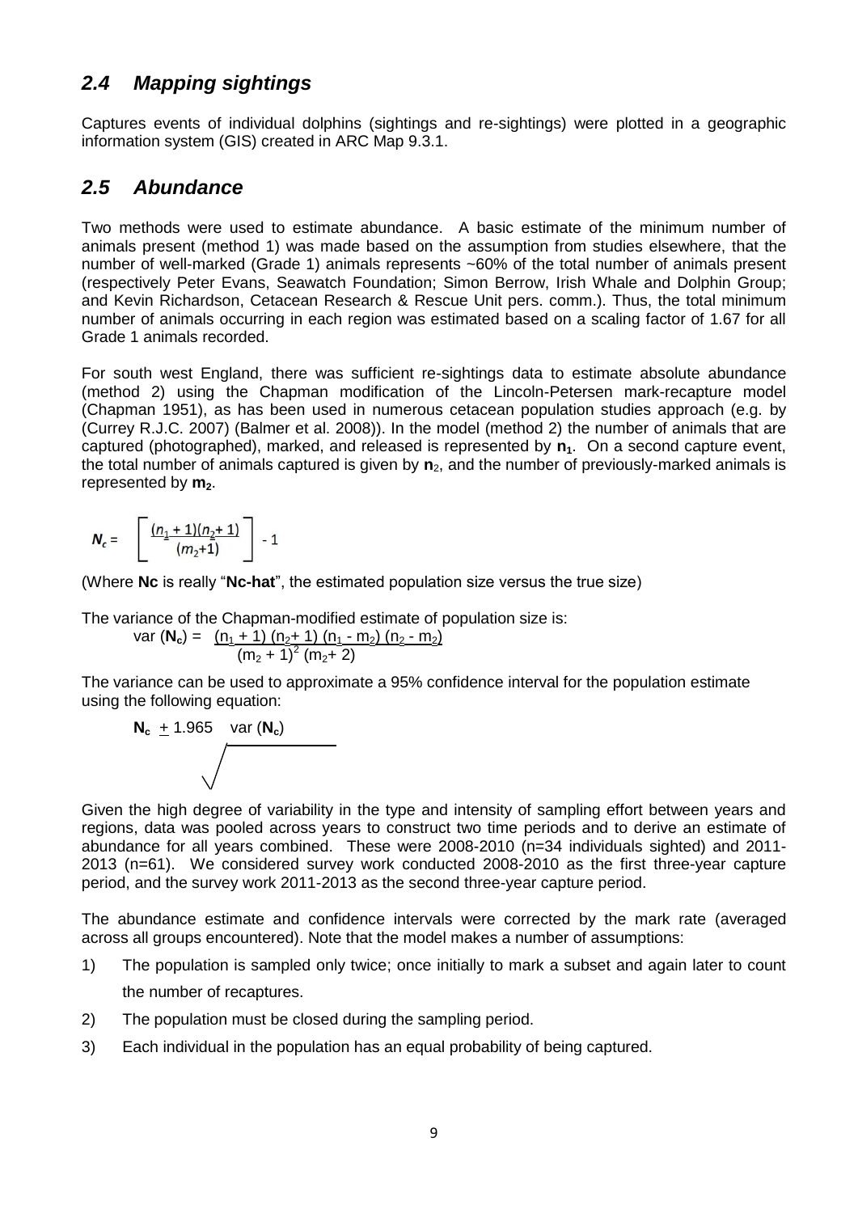## *2.4 Mapping sightings*

Captures events of individual dolphins (sightings and re-sightings) were plotted in a geographic information system (GIS) created in ARC Map 9.3.1.

## *2.5 Abundance*

Two methods were used to estimate abundance. A basic estimate of the minimum number of animals present (method 1) was made based on the assumption from studies elsewhere, that the number of well-marked (Grade 1) animals represents ~60% of the total number of animals present (respectively Peter Evans, Seawatch Foundation; Simon Berrow, Irish Whale and Dolphin Group; and Kevin Richardson, Cetacean Research & Rescue Unit pers. comm.). Thus, the total minimum number of animals occurring in each region was estimated based on a scaling factor of 1.67 for all Grade 1 animals recorded.

For south west England, there was sufficient re-sightings data to estimate absolute abundance (method 2) using the Chapman modification of the Lincoln-Petersen mark-recapture model (Chapman 1951), as has been used in numerous cetacean population studies approach (e.g. by (Currey R.J.C. 2007) (Balmer et al. 2008)). In the model (method 2) the number of animals that are captured (photographed), marked, and released is represented by $\mathbf{n_1}$. On a second capture event, the total number of animals captured is given by $\mathbf{n}_2$, and the number of previously-marked animals is represented by $\mathbf{m_2}$.

$$N_c = \left[ \frac{(n_1 + 1)(n_2 + 1)}{(m_2 + 1)} \right] - 1$$

(Where **Nc** is really "**Nc-hat**", the estimated population size versus the true size)

The variance of the Chapman-modified estimate of population size is:

$$\text{var}(\mathbf{N_c}) = \frac{(n_1 + 1)(n_2 + 1)(n_1 - m_2)(n_2 - m_2)}{(m_2 + 1)^2 (m_2 + 2)}$$

The variance can be used to approximate a 95% confidence interval for the population estimate using the following equation:

$$\mathbf{N_c} \pm 1.965 \sqrt{\text{var}(\mathbf{N_c})}$$

Given the high degree of variability in the type and intensity of sampling effort between years and regions, data was pooled across years to construct two time periods and to derive an estimate of abundance for all years combined. These were 2008-2010 (n=34 individuals sighted) and 2011-2013 (n=61). We considered survey work conducted 2008-2010 as the first three-year capture period, and the survey work 2011-2013 as the second three-year capture period.

The abundance estimate and confidence intervals were corrected by the mark rate (averaged across all groups encountered). Note that the model makes a number of assumptions:

1) The population is sampled only twice; once initially to mark a subset and again later to count the number of recaptures.
2) The population must be closed during the sampling period.
3) Each individual in the population has an equal probability of being captured.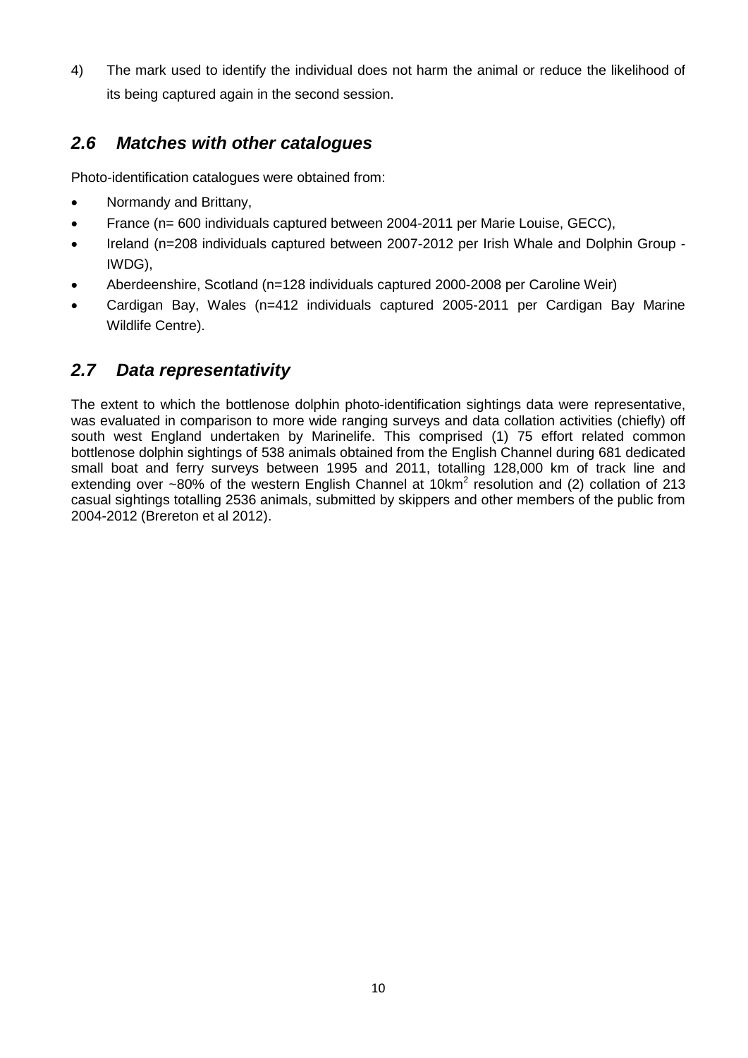4) The mark used to identify the individual does not harm the animal or reduce the likelihood of its being captured again in the second session.

## *2.6 Matches with other catalogues*

Photo-identification catalogues were obtained from:

- Normandy and Brittany,
- France (n= 600 individuals captured between 2004-2011 per Marie Louise, GECC),
- Ireland (n=208 individuals captured between 2007-2012 per Irish Whale and Dolphin Group - IWDG),
- Aberdeenshire, Scotland (n=128 individuals captured 2000-2008 per Caroline Weir)
- Cardigan Bay, Wales (n=412 individuals captured 2005-2011 per Cardigan Bay Marine Wildlife Centre).

## *2.7 Data representativity*

The extent to which the bottlenose dolphin photo-identification sightings data were representative, was evaluated in comparison to more wide ranging surveys and data collation activities (chiefly) off south west England undertaken by Marinelife. This comprised (1) 75 effort related common bottlenose dolphin sightings of 538 animals obtained from the English Channel during 681 dedicated small boat and ferry surveys between 1995 and 2011, totalling 128,000 km of track line and extending over ~80% of the western English Channel at 10km$^2$ resolution and (2) collation of 213 casual sightings totalling 2536 animals, submitted by skippers and other members of the public from 2004-2012 (Brereton et al 2012).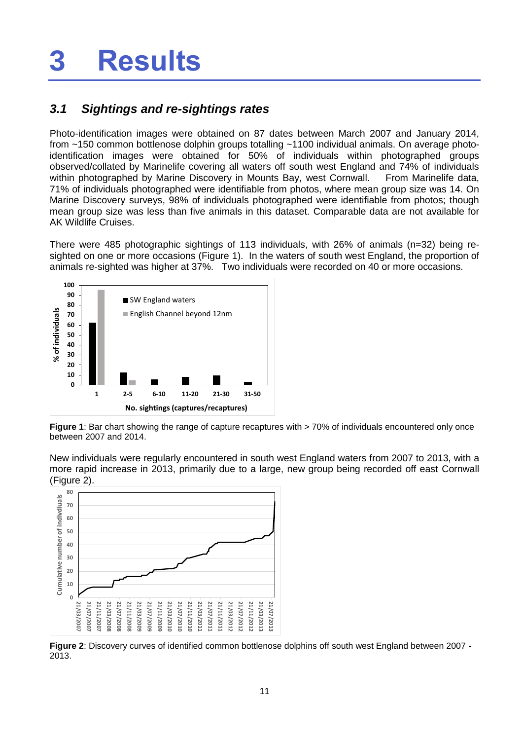# 3 Results

## *3.1 Sightings and re-sightings rates*

Photo-identification images were obtained on 87 dates between March 2007 and January 2014, from ~150 common bottlenose dolphin groups totalling ~1100 individual animals. On average photo-identification images were obtained for 50% of individuals within photographed groups observed/collated by Marinelife covering all waters off south west England and 74% of individuals within photographed by Marine Discovery in Mounts Bay, west Cornwall. From Marinelife data, 71% of individuals photographed were identifiable from photos, where mean group size was 14. On Marine Discovery surveys, 98% of individuals photographed were identifiable from photos; though mean group size was less than five animals in this dataset. Comparable data are not available for AK Wildlife Cruises.

There were 485 photographic sightings of 113 individuals, with 26% of animals (n=32) being re-sighted on one or more occasions (Figure 1). In the waters of south west England, the proportion of animals re-sighted was higher at 37%. Two individuals were recorded on 40 or more occasions.

**Figure 1**: Bar chart showing the range of capture recaptures with > 70% of individuals encountered only once between 2007 and 2014.

New individuals were regularly encountered in south west England waters from 2007 to 2013, with a more rapid increase in 2013, primarily due to a large, new group being recorded off east Cornwall (Figure 2).

**Figure 2**: Discovery curves of identified common bottlenose dolphins off south west England between 2007 - 2013.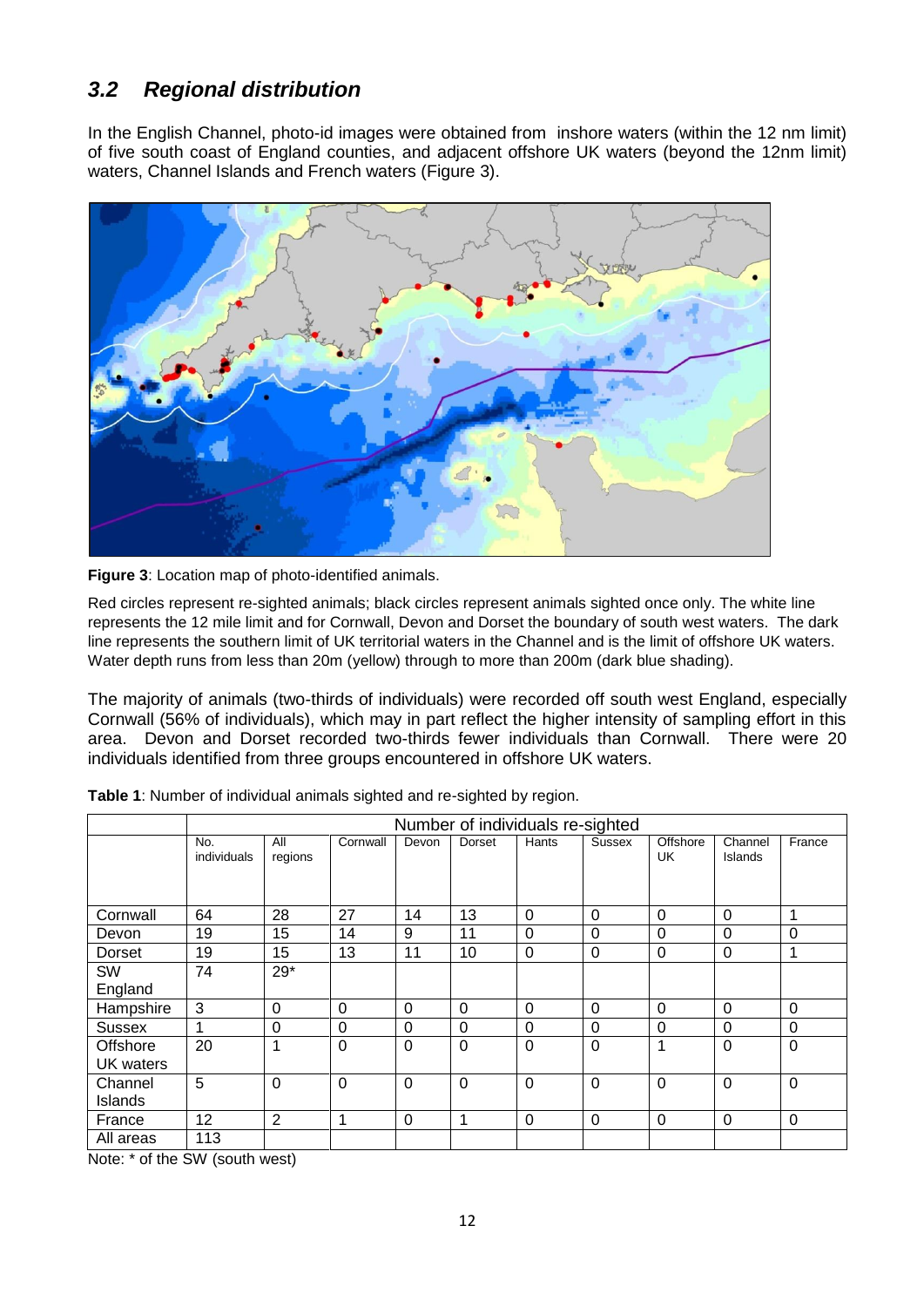### *3.2 Regional distribution*

In the English Channel, photo-id images were obtained from inshore waters (within the 12 nm limit) of five south coast of England counties, and adjacent offshore UK waters (beyond the 12nm limit) waters, Channel Islands and French waters (Figure 3).

**Figure 3**: Location map of photo-identified animals.

Red circles represent re-sighted animals; black circles represent animals sighted once only. The white line represents the 12 mile limit and for Cornwall, Devon and Dorset the boundary of south west waters. The dark line represents the southern limit of UK territorial waters in the Channel and is the limit of offshore UK waters. Water depth runs from less than 20m (yellow) through to more than 200m (dark blue shading).

The majority of animals (two-thirds of individuals) were recorded off south west England, especially Cornwall (56% of individuals), which may in part reflect the higher intensity of sampling effort in this area. Devon and Dorset recorded two-thirds fewer individuals than Cornwall. There were 20 individuals identified from three groups encountered in offshore UK waters.

**Table 1**: Number of individual animals sighted and re-sighted by region.

| | Number of individuals re-sighted | | | | | | | | | |
|---|---|---|---|---|---|---|---|---|---|---|
| | No. individuals | All regions | Cornwall | Devon | Dorset | Hants | Sussex | Offshore UK | Channel Islands | France |
| Cornwall | 64 | 28 | 27 | 14 | 13 | 0 | 0 | 0 | 0 | 1 |
| Devon | 19 | 15 | 14 | 9 | 11 | 0 | 0 | 0 | 0 | 0 |
| Dorset | 19 | 15 | 13 | 11 | 10 | 0 | 0 | 0 | 0 | 1 |
| SW England | 74 | 29* | | | | | | | | |
| Hampshire | 3 | 0 | 0 | 0 | 0 | 0 | 0 | 0 | 0 | 0 |
| Sussex | 1 | 0 | 0 | 0 | 0 | 0 | 0 | 0 | 0 | 0 |
| Offshore UK waters | 20 | 1 | 0 | 0 | 0 | 0 | 0 | 1 | 0 | 0 |
| Channel Islands | 5 | 0 | 0 | 0 | 0 | 0 | 0 | 0 | 0 | 0 |
| France | 12 | 2 | 1 | 0 | 1 | 0 | 0 | 0 | 0 | 0 |
| All areas | 113 | | | | | | | | | |

Note: * of the SW (south west)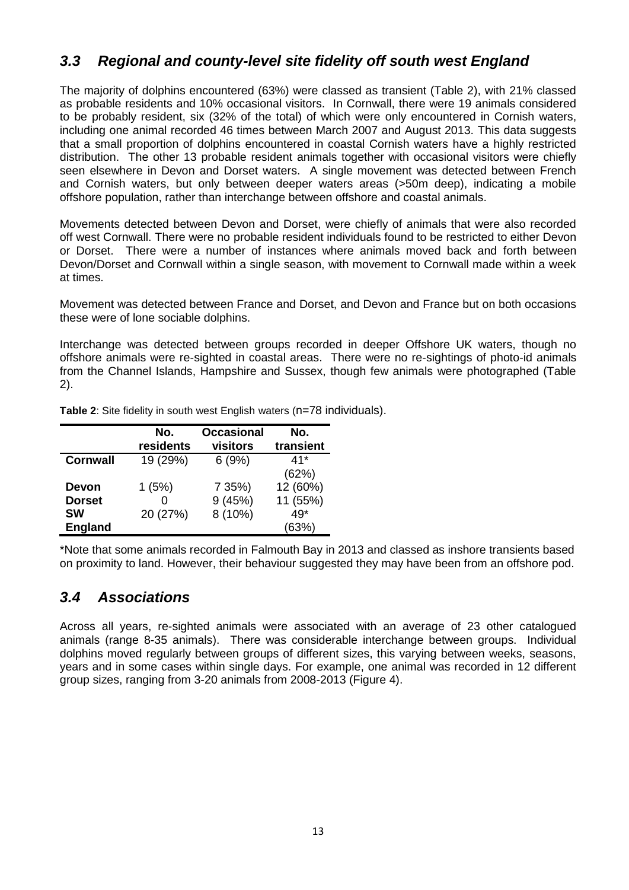## *3.3 Regional and county-level site fidelity off south west England*

The majority of dolphins encountered (63%) were classed as transient (Table 2), with 21% classed as probable residents and 10% occasional visitors. In Cornwall, there were 19 animals considered to be probably resident, six (32% of the total) of which were only encountered in Cornish waters, including one animal recorded 46 times between March 2007 and August 2013. This data suggests that a small proportion of dolphins encountered in coastal Cornish waters have a highly restricted distribution. The other 13 probable resident animals together with occasional visitors were chiefly seen elsewhere in Devon and Dorset waters. A single movement was detected between French and Cornish waters, but only between deeper waters areas (>50m deep), indicating a mobile offshore population, rather than interchange between offshore and coastal animals.

Movements detected between Devon and Dorset, were chiefly of animals that were also recorded off west Cornwall. There were no probable resident individuals found to be restricted to either Devon or Dorset. There were a number of instances where animals moved back and forth between Devon/Dorset and Cornwall within a single season, with movement to Cornwall made within a week at times.

Movement was detected between France and Dorset, and Devon and France but on both occasions these were of lone sociable dolphins.

Interchange was detected between groups recorded in deeper Offshore UK waters, though no offshore animals were re-sighted in coastal areas. There were no re-sightings of photo-id animals from the Channel Islands, Hampshire and Sussex, though few animals were photographed (Table 2).

**Table 2**: Site fidelity in south west English waters (n=78 individuals).

| | No. residents | Occasional visitors | No. transient |
|---|---|---|---|
| **Cornwall** | 19 (29%) | 6 (9%) | 41* (62%) |
| **Devon** | 1 (5%) | 7 35%) | 12 (60%) |
| **Dorset** | 0 | 9 (45%) | 11 (55%) |
| **SW England** | 20 (27%) | 8 (10%) | 49* (63%) |

*Note that some animals recorded in Falmouth Bay in 2013 and classed as inshore transients based on proximity to land. However, their behaviour suggested they may have been from an offshore pod.

## *3.4 Associations*

Across all years, re-sighted animals were associated with an average of 23 other catalogued animals (range 8-35 animals). There was considerable interchange between groups. Individual dolphins moved regularly between groups of different sizes, this varying between weeks, seasons, years and in some cases within single days. For example, one animal was recorded in 12 different group sizes, ranging from 3-20 animals from 2008-2013 (Figure 4).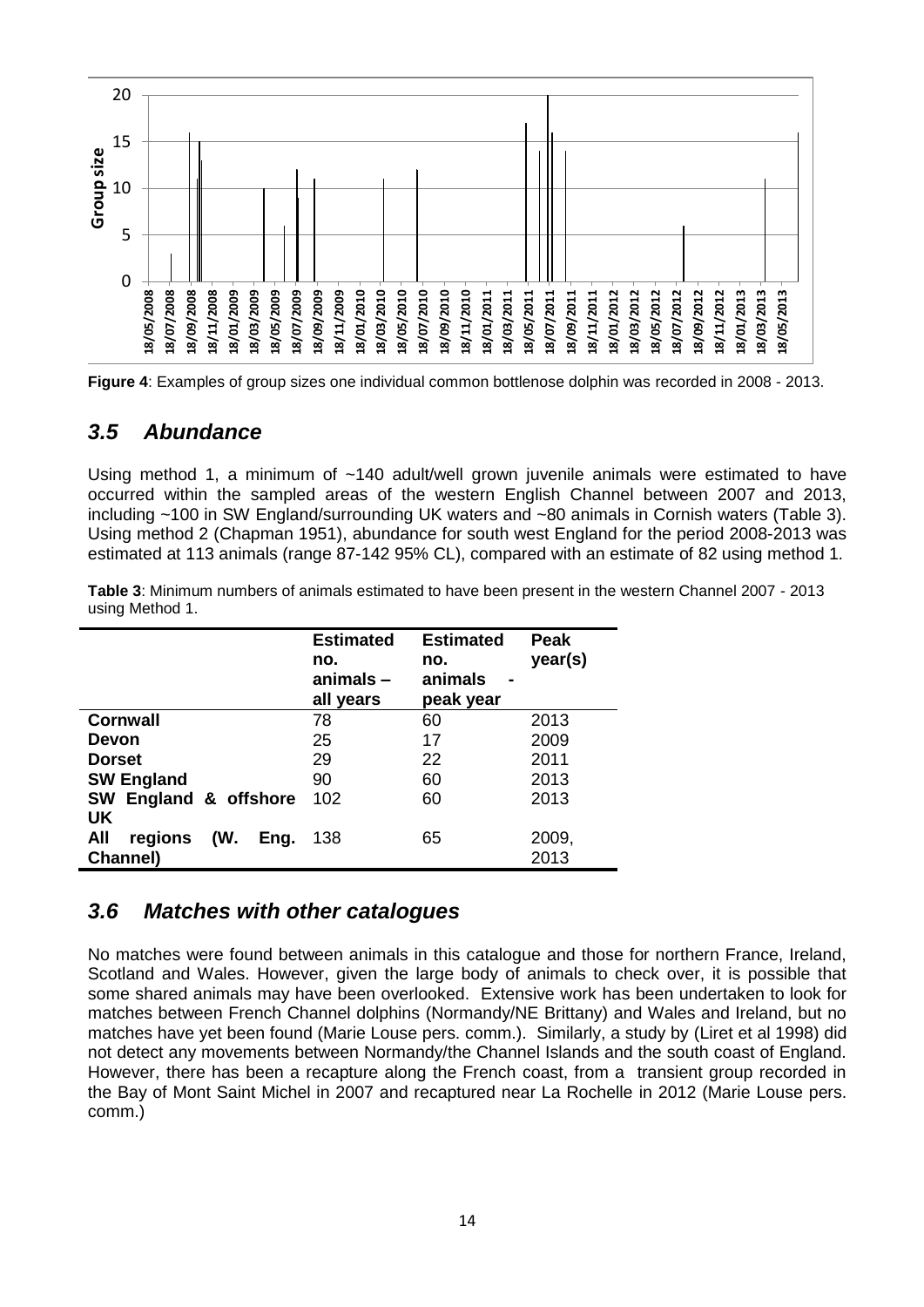**Figure 4**: Examples of group sizes one individual common bottlenose dolphin was recorded in 2008 - 2013.

## *3.5 Abundance*

Using method 1, a minimum of ~140 adult/well grown juvenile animals were estimated to have occurred within the sampled areas of the western English Channel between 2007 and 2013, including ~100 in SW England/surrounding UK waters and ~80 animals in Cornish waters (Table 3). Using method 2 (Chapman 1951), abundance for south west England for the period 2008-2013 was estimated at 113 animals (range 87-142 95% CL), compared with an estimate of 82 using method 1.

**Table 3**: Minimum numbers of animals estimated to have been present in the western Channel 2007 - 2013 using Method 1.

| | Estimated no. animals – all years | Estimated no. animals - peak year | Peak year(s) |
|---|---|---|---|
| **Cornwall** | 78 | 60 | 2013 |
| **Devon** | 25 | 17 | 2009 |
| **Dorset** | 29 | 22 | 2011 |
| **SW England** | 90 | 60 | 2013 |
| **SW England & offshore UK** | 102 | 60 | 2013 |
| **All regions (W. Eng. Channel)** | 138 | 65 | 2009, 2013 |

## *3.6 Matches with other catalogues*

No matches were found between animals in this catalogue and those for northern France, Ireland, Scotland and Wales. However, given the large body of animals to check over, it is possible that some shared animals may have been overlooked. Extensive work has been undertaken to look for matches between French Channel dolphins (Normandy/NE Brittany) and Wales and Ireland, but no matches have yet been found (Marie Louse pers. comm.). Similarly, a study by (Liret et al 1998) did not detect any movements between Normandy/the Channel Islands and the south coast of England. However, there has been a recapture along the French coast, from a transient group recorded in the Bay of Mont Saint Michel in 2007 and recaptured near La Rochelle in 2012 (Marie Louse pers. comm.)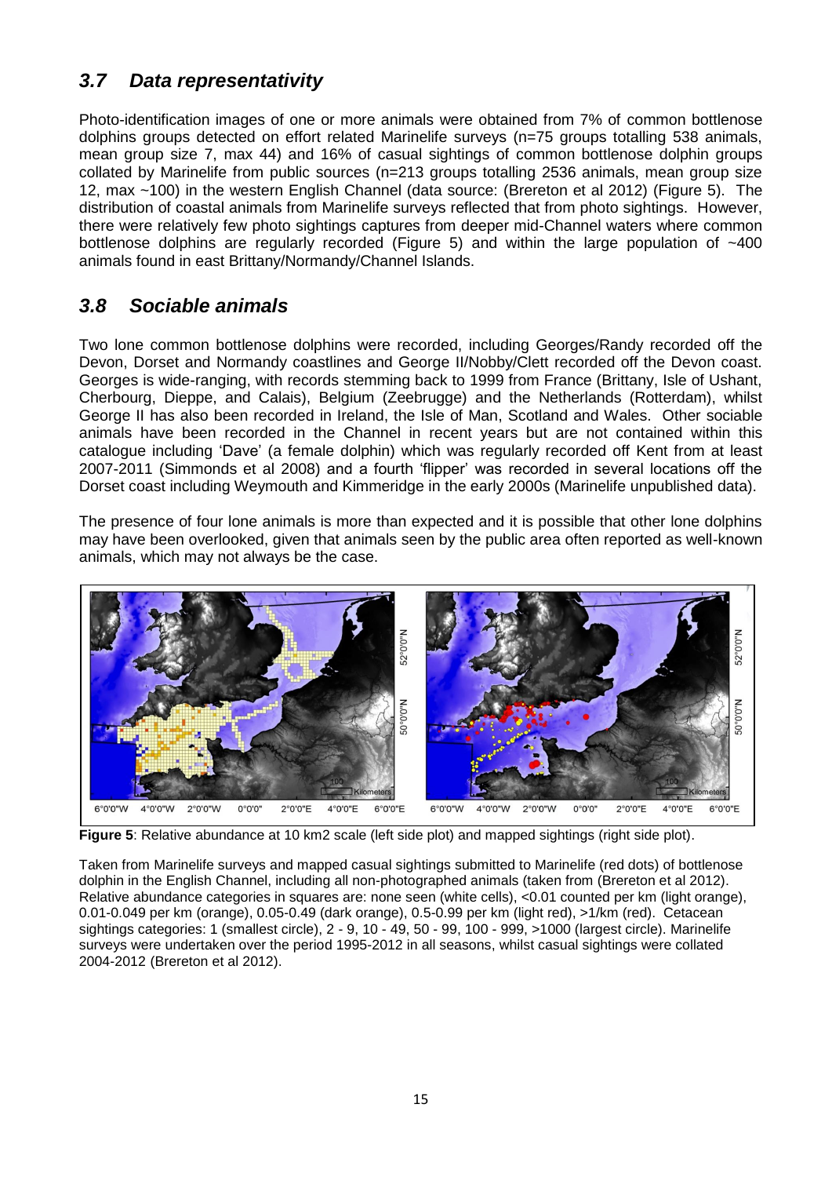## *3.7 Data representativity*

Photo-identification images of one or more animals were obtained from 7% of common bottlenose dolphins groups detected on effort related Marinelife surveys (n=75 groups totalling 538 animals, mean group size 7, max 44) and 16% of casual sightings of common bottlenose dolphin groups collated by Marinelife from public sources (n=213 groups totalling 2536 animals, mean group size 12, max ~100) in the western English Channel (data source: (Brereton et al 2012) (Figure 5). The distribution of coastal animals from Marinelife surveys reflected that from photo sightings. However, there were relatively few photo sightings captures from deeper mid-Channel waters where common bottlenose dolphins are regularly recorded (Figure 5) and within the large population of ~400 animals found in east Brittany/Normandy/Channel Islands.

## *3.8 Sociable animals*

Two lone common bottlenose dolphins were recorded, including Georges/Randy recorded off the Devon, Dorset and Normandy coastlines and George II/Nobby/Clett recorded off the Devon coast. Georges is wide-ranging, with records stemming back to 1999 from France (Brittany, Isle of Ushant, Cherbourg, Dieppe, and Calais), Belgium (Zeebrugge) and the Netherlands (Rotterdam), whilst George II has also been recorded in Ireland, the Isle of Man, Scotland and Wales. Other sociable animals have been recorded in the Channel in recent years but are not contained within this catalogue including 'Dave' (a female dolphin) which was regularly recorded off Kent from at least 2007-2011 (Simmonds et al 2008) and a fourth 'flipper' was recorded in several locations off the Dorset coast including Weymouth and Kimmeridge in the early 2000s (Marinelife unpublished data).

The presence of four lone animals is more than expected and it is possible that other lone dolphins may have been overlooked, given that animals seen by the public area often reported as well-known animals, which may not always be the case.

**Figure 5**: Relative abundance at 10 km2 scale (left side plot) and mapped sightings (right side plot).

Taken from Marinelife surveys and mapped casual sightings submitted to Marinelife (red dots) of bottlenose dolphin in the English Channel, including all non-photographed animals (taken from (Brereton et al 2012). Relative abundance categories in squares are: none seen (white cells), <0.01 counted per km (light orange), 0.01-0.049 per km (orange), 0.05-0.49 (dark orange), 0.5-0.99 per km (light red), >1/km (red). Cetacean sightings categories: 1 (smallest circle), 2 - 9, 10 - 49, 50 - 99, 100 - 999, >1000 (largest circle). Marinelife surveys were undertaken over the period 1995-2012 in all seasons, whilst casual sightings were collated 2004-2012 (Brereton et al 2012).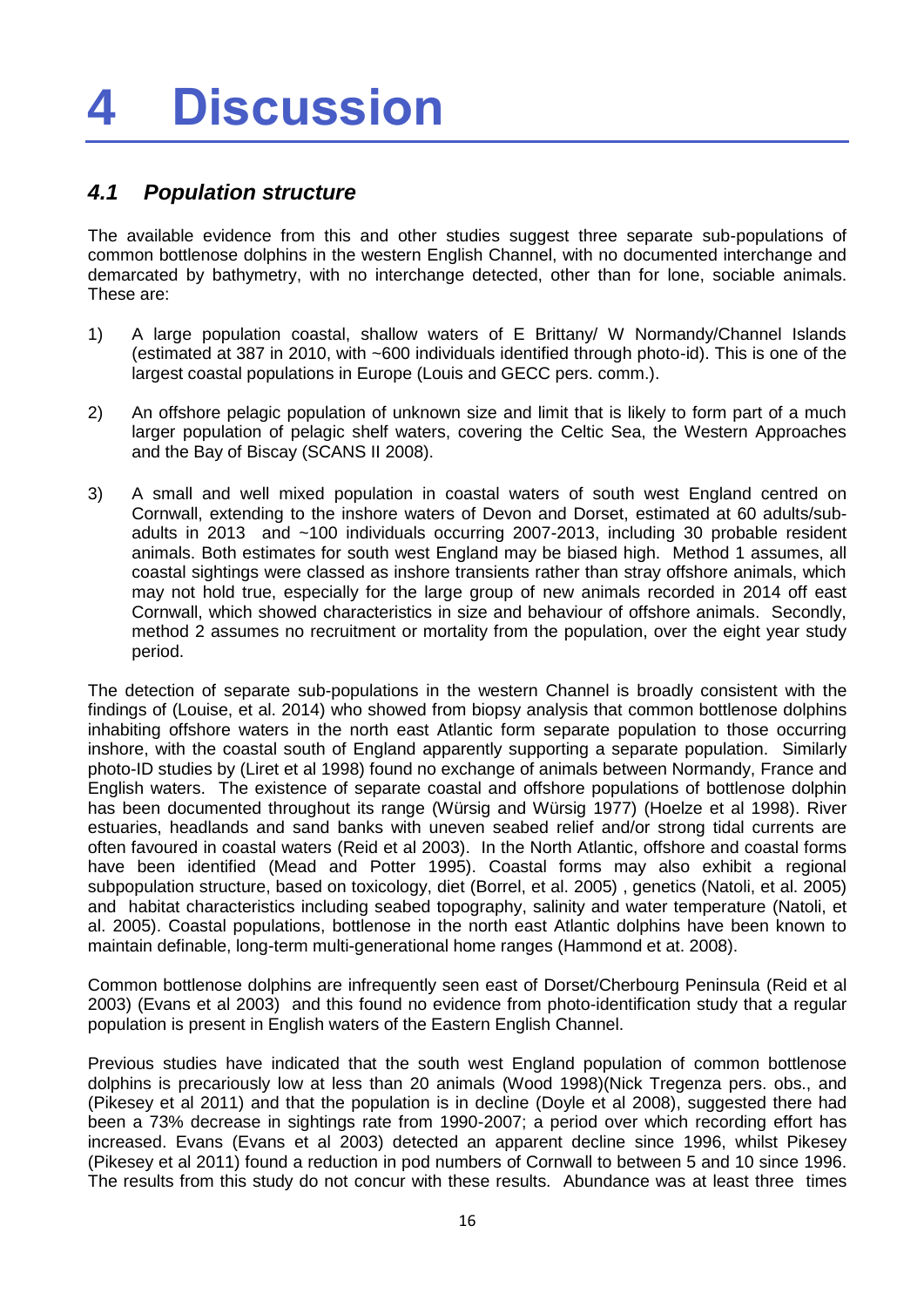# 4 Discussion

## *4.1 Population structure*

The available evidence from this and other studies suggest three separate sub-populations of common bottlenose dolphins in the western English Channel, with no documented interchange and demarcated by bathymetry, with no interchange detected, other than for lone, sociable animals. These are:

1) A large population coastal, shallow waters of E Brittany/ W Normandy/Channel Islands (estimated at 387 in 2010, with ~600 individuals identified through photo-id). This is one of the largest coastal populations in Europe (Louis and GECC pers. comm.).

2) An offshore pelagic population of unknown size and limit that is likely to form part of a much larger population of pelagic shelf waters, covering the Celtic Sea, the Western Approaches and the Bay of Biscay (SCANS II 2008).

3) A small and well mixed population in coastal waters of south west England centred on Cornwall, extending to the inshore waters of Devon and Dorset, estimated at 60 adults/sub-adults in 2013 and ~100 individuals occurring 2007-2013, including 30 probable resident animals. Both estimates for south west England may be biased high. Method 1 assumes, all coastal sightings were classed as inshore transients rather than stray offshore animals, which may not hold true, especially for the large group of new animals recorded in 2014 off east Cornwall, which showed characteristics in size and behaviour of offshore animals. Secondly, method 2 assumes no recruitment or mortality from the population, over the eight year study period.

The detection of separate sub-populations in the western Channel is broadly consistent with the findings of (Louise, et al. 2014) who showed from biopsy analysis that common bottlenose dolphins inhabiting offshore waters in the north east Atlantic form separate population to those occurring inshore, with the coastal south of England apparently supporting a separate population. Similarly photo-ID studies by (Liret et al 1998) found no exchange of animals between Normandy, France and English waters. The existence of separate coastal and offshore populations of bottlenose dolphin has been documented throughout its range (Würsig and Würsig 1977) (Hoelze et al 1998). River estuaries, headlands and sand banks with uneven seabed relief and/or strong tidal currents are often favoured in coastal waters (Reid et al 2003). In the North Atlantic, offshore and coastal forms have been identified (Mead and Potter 1995). Coastal forms may also exhibit a regional subpopulation structure, based on toxicology, diet (Borrel, et al. 2005) , genetics (Natoli, et al. 2005) and habitat characteristics including seabed topography, salinity and water temperature (Natoli, et al. 2005). Coastal populations, bottlenose in the north east Atlantic dolphins have been known to maintain definable, long-term multi-generational home ranges (Hammond et at. 2008).

Common bottlenose dolphins are infrequently seen east of Dorset/Cherbourg Peninsula (Reid et al 2003) (Evans et al 2003) and this found no evidence from photo-identification study that a regular population is present in English waters of the Eastern English Channel.

Previous studies have indicated that the south west England population of common bottlenose dolphins is precariously low at less than 20 animals (Wood 1998)(Nick Tregenza pers. obs., and (Pikesey et al 2011) and that the population is in decline (Doyle et al 2008), suggested there had been a 73% decrease in sightings rate from 1990-2007; a period over which recording effort has increased. Evans (Evans et al 2003) detected an apparent decline since 1996, whilst Pikesey (Pikesey et al 2011) found a reduction in pod numbers of Cornwall to between 5 and 10 since 1996. The results from this study do not concur with these results. Abundance was at least three times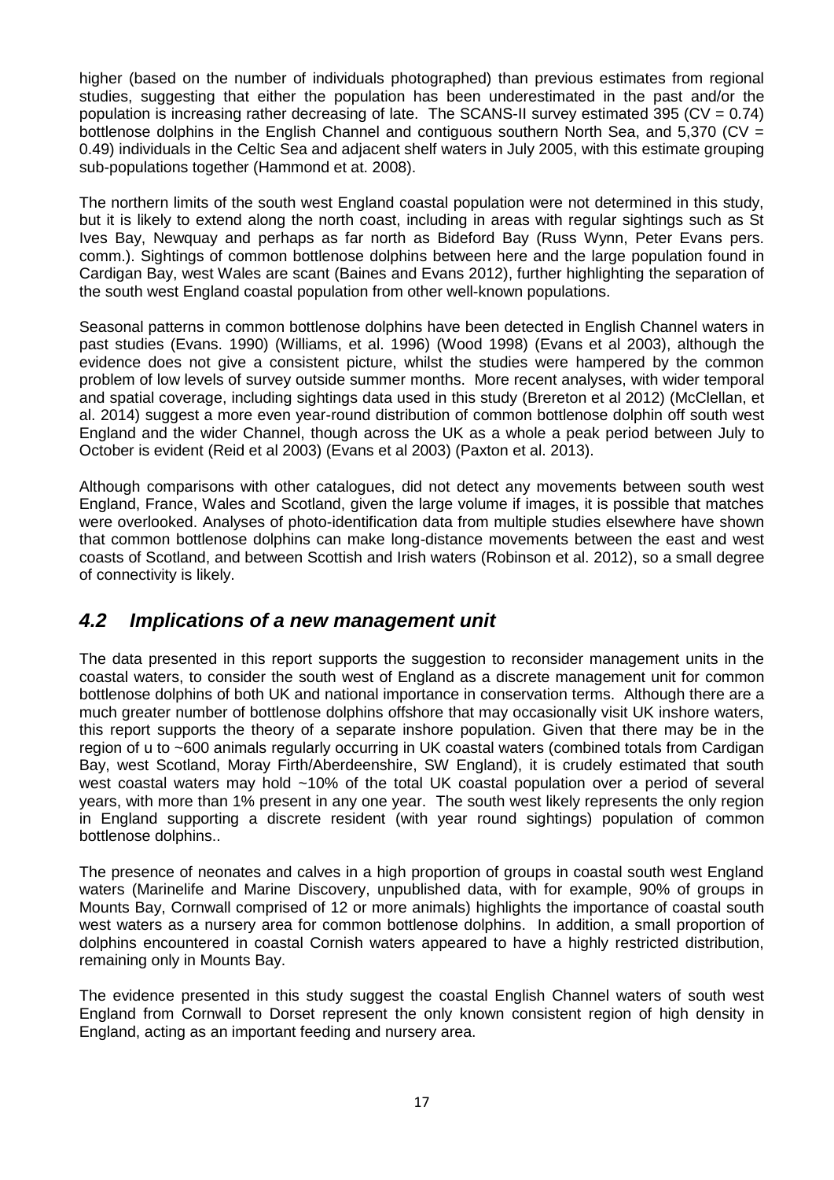higher (based on the number of individuals photographed) than previous estimates from regional studies, suggesting that either the population has been underestimated in the past and/or the population is increasing rather decreasing of late. The SCANS-II survey estimated 395 (CV = 0.74) bottlenose dolphins in the English Channel and contiguous southern North Sea, and 5,370 (CV = 0.49) individuals in the Celtic Sea and adjacent shelf waters in July 2005, with this estimate grouping sub-populations together (Hammond et at. 2008).

The northern limits of the south west England coastal population were not determined in this study, but it is likely to extend along the north coast, including in areas with regular sightings such as St Ives Bay, Newquay and perhaps as far north as Bideford Bay (Russ Wynn, Peter Evans pers. comm.). Sightings of common bottlenose dolphins between here and the large population found in Cardigan Bay, west Wales are scant (Baines and Evans 2012), further highlighting the separation of the south west England coastal population from other well-known populations.

Seasonal patterns in common bottlenose dolphins have been detected in English Channel waters in past studies (Evans. 1990) (Williams, et al. 1996) (Wood 1998) (Evans et al 2003), although the evidence does not give a consistent picture, whilst the studies were hampered by the common problem of low levels of survey outside summer months. More recent analyses, with wider temporal and spatial coverage, including sightings data used in this study (Brereton et al 2012) (McClellan, et al. 2014) suggest a more even year-round distribution of common bottlenose dolphin off south west England and the wider Channel, though across the UK as a whole a peak period between July to October is evident (Reid et al 2003) (Evans et al 2003) (Paxton et al. 2013).

Although comparisons with other catalogues, did not detect any movements between south west England, France, Wales and Scotland, given the large volume if images, it is possible that matches were overlooked. Analyses of photo-identification data from multiple studies elsewhere have shown that common bottlenose dolphins can make long-distance movements between the east and west coasts of Scotland, and between Scottish and Irish waters (Robinson et al. 2012), so a small degree of connectivity is likely.

## *4.2 Implications of a new management unit*

The data presented in this report supports the suggestion to reconsider management units in the coastal waters, to consider the south west of England as a discrete management unit for common bottlenose dolphins of both UK and national importance in conservation terms. Although there are a much greater number of bottlenose dolphins offshore that may occasionally visit UK inshore waters, this report supports the theory of a separate inshore population. Given that there may be in the region of u to ~600 animals regularly occurring in UK coastal waters (combined totals from Cardigan Bay, west Scotland, Moray Firth/Aberdeenshire, SW England), it is crudely estimated that south west coastal waters may hold ~10% of the total UK coastal population over a period of several years, with more than 1% present in any one year. The south west likely represents the only region in England supporting a discrete resident (with year round sightings) population of common bottlenose dolphins..

The presence of neonates and calves in a high proportion of groups in coastal south west England waters (Marinelife and Marine Discovery, unpublished data, with for example, 90% of groups in Mounts Bay, Cornwall comprised of 12 or more animals) highlights the importance of coastal south west waters as a nursery area for common bottlenose dolphins. In addition, a small proportion of dolphins encountered in coastal Cornish waters appeared to have a highly restricted distribution, remaining only in Mounts Bay.

The evidence presented in this study suggest the coastal English Channel waters of south west England from Cornwall to Dorset represent the only known consistent region of high density in England, acting as an important feeding and nursery area.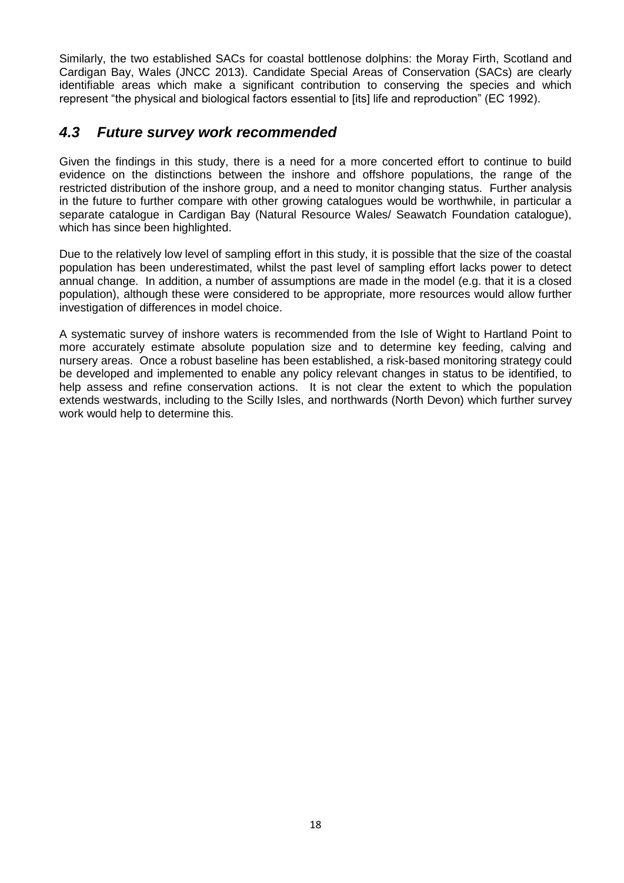Similarly, the two established SACs for coastal bottlenose dolphins: the Moray Firth, Scotland and Cardigan Bay, Wales (JNCC 2013). Candidate Special Areas of Conservation (SACs) are clearly identifiable areas which make a significant contribution to conserving the species and which represent "the physical and biological factors essential to [its] life and reproduction" (EC 1992).

## *4.3 Future survey work recommended*

Given the findings in this study, there is a need for a more concerted effort to continue to build evidence on the distinctions between the inshore and offshore populations, the range of the restricted distribution of the inshore group, and a need to monitor changing status. Further analysis in the future to further compare with other growing catalogues would be worthwhile, in particular a separate catalogue in Cardigan Bay (Natural Resource Wales/ Seawatch Foundation catalogue), which has since been highlighted.

Due to the relatively low level of sampling effort in this study, it is possible that the size of the coastal population has been underestimated, whilst the past level of sampling effort lacks power to detect annual change. In addition, a number of assumptions are made in the model (e.g. that it is a closed population), although these were considered to be appropriate, more resources would allow further investigation of differences in model choice.

A systematic survey of inshore waters is recommended from the Isle of Wight to Hartland Point to more accurately estimate absolute population size and to determine key feeding, calving and nursery areas. Once a robust baseline has been established, a risk-based monitoring strategy could be developed and implemented to enable any policy relevant changes in status to be identified, to help assess and refine conservation actions. It is not clear the extent to which the population extends westwards, including to the Scilly Isles, and northwards (North Devon) which further survey work would help to determine this.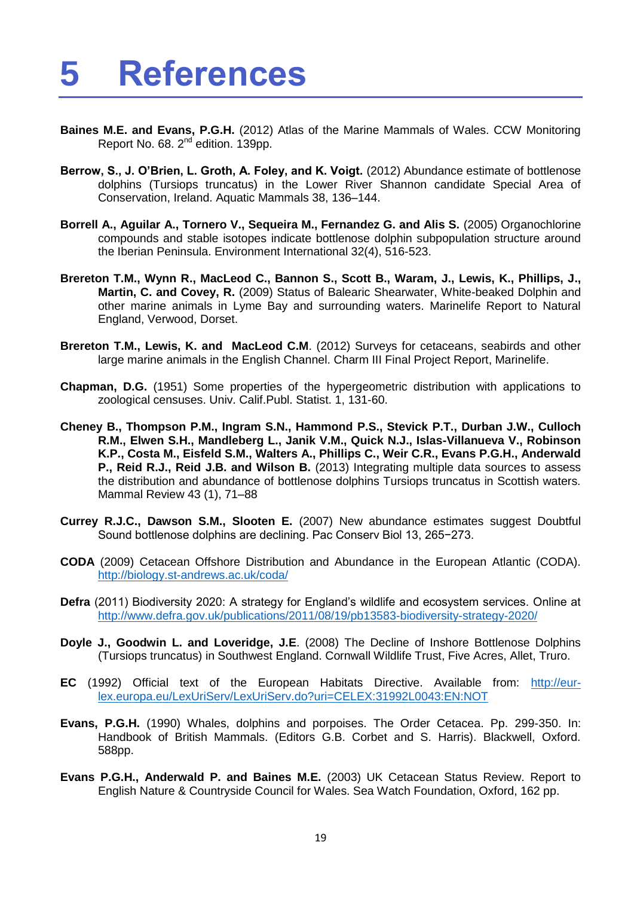# 5 References

**Baines M.E. and Evans, P.G.H.** (2012) Atlas of the Marine Mammals of Wales. CCW Monitoring Report No. 68. 2nd edition. 139pp.

**Berrow, S., J. O'Brien, L. Groth, A. Foley, and K. Voigt.** (2012) Abundance estimate of bottlenose dolphins (Tursiops truncatus) in the Lower River Shannon candidate Special Area of Conservation, Ireland. Aquatic Mammals 38, 136–144.

**Borrell A., Aguilar A., Tornero V., Sequeira M., Fernandez G. and Alis S.** (2005) Organochlorine compounds and stable isotopes indicate bottlenose dolphin subpopulation structure around the Iberian Peninsula. Environment International 32(4), 516-523.

**Brereton T.M., Wynn R., MacLeod C., Bannon S., Scott B., Waram, J., Lewis, K., Phillips, J., Martin, C. and Covey, R.** (2009) Status of Balearic Shearwater, White-beaked Dolphin and other marine animals in Lyme Bay and surrounding waters. Marinelife Report to Natural England, Verwood, Dorset.

**Brereton T.M., Lewis, K. and MacLeod C.M**. (2012) Surveys for cetaceans, seabirds and other large marine animals in the English Channel. Charm III Final Project Report, Marinelife.

**Chapman, D.G.** (1951) Some properties of the hypergeometric distribution with applications to zoological censuses. Univ. Calif.Publ. Statist. 1, 131-60.

**Cheney B., Thompson P.M., Ingram S.N., Hammond P.S., Stevick P.T., Durban J.W., Culloch R.M., Elwen S.H., Mandleberg L., Janik V.M., Quick N.J., Islas-Villanueva V., Robinson K.P., Costa M., Eisfeld S.M., Walters A., Phillips C., Weir C.R., Evans P.G.H., Anderwald P., Reid R.J., Reid J.B. and Wilson B.** (2013) Integrating multiple data sources to assess the distribution and abundance of bottlenose dolphins Tursiops truncatus in Scottish waters. Mammal Review 43 (1), 71–88

**Currey R.J.C., Dawson S.M., Slooten E.** (2007) New abundance estimates suggest Doubtful Sound bottlenose dolphins are declining. Pac Conserv Biol 13, 265−273.

**CODA** (2009) Cetacean Offshore Distribution and Abundance in the European Atlantic (CODA). http://biology.st-andrews.ac.uk/coda/

**Defra** (2011) Biodiversity 2020: A strategy for England's wildlife and ecosystem services. Online at http://www.defra.gov.uk/publications/2011/08/19/pb13583-biodiversity-strategy-2020/

**Doyle J., Goodwin L. and Loveridge, J.E**. (2008) The Decline of Inshore Bottlenose Dolphins (Tursiops truncatus) in Southwest England. Cornwall Wildlife Trust, Five Acres, Allet, Truro.

**EC** (1992) Official text of the European Habitats Directive. Available from: http://eur-lex.europa.eu/LexUriServ/LexUriServ.do?uri=CELEX:31992L0043:EN:NOT

**Evans, P.G.H.** (1990) Whales, dolphins and porpoises. The Order Cetacea. Pp. 299-350. In: Handbook of British Mammals. (Editors G.B. Corbet and S. Harris). Blackwell, Oxford. 588pp.

**Evans P.G.H., Anderwald P. and Baines M.E.** (2003) UK Cetacean Status Review. Report to English Nature & Countryside Council for Wales. Sea Watch Foundation, Oxford, 162 pp.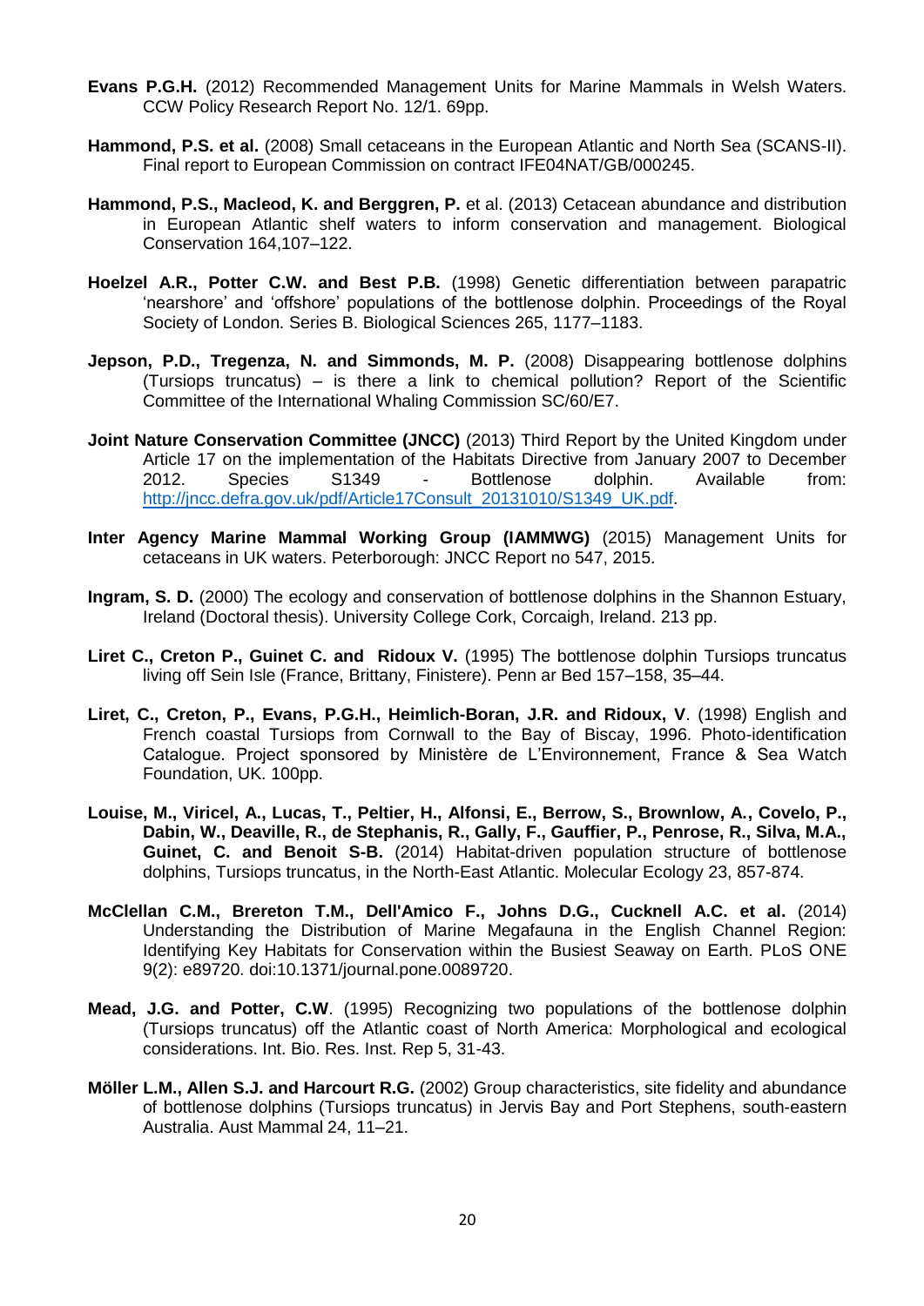**Evans P.G.H.** (2012) Recommended Management Units for Marine Mammals in Welsh Waters. CCW Policy Research Report No. 12/1. 69pp.

**Hammond, P.S. et al.** (2008) Small cetaceans in the European Atlantic and North Sea (SCANS-II). Final report to European Commission on contract IFE04NAT/GB/000245.

**Hammond, P.S., Macleod, K. and Berggren, P.** et al. (2013) Cetacean abundance and distribution in European Atlantic shelf waters to inform conservation and management. Biological Conservation 164,107–122.

**Hoelzel A.R., Potter C.W. and Best P.B.** (1998) Genetic differentiation between parapatric 'nearshore' and 'offshore' populations of the bottlenose dolphin. Proceedings of the Royal Society of London. Series B. Biological Sciences 265, 1177–1183.

**Jepson, P.D., Tregenza, N. and Simmonds, M. P.** (2008) Disappearing bottlenose dolphins (Tursiops truncatus) – is there a link to chemical pollution? Report of the Scientific Committee of the International Whaling Commission SC/60/E7.

**Joint Nature Conservation Committee (JNCC)** (2013) Third Report by the United Kingdom under Article 17 on the implementation of the Habitats Directive from January 2007 to December 2012. Species S1349 - Bottlenose dolphin. Available from: http://jncc.defra.gov.uk/pdf/Article17Consult_20131010/S1349_UK.pdf.

**Inter Agency Marine Mammal Working Group (IAMMWG)** (2015) Management Units for cetaceans in UK waters. Peterborough: JNCC Report no 547, 2015.

**Ingram, S. D.** (2000) The ecology and conservation of bottlenose dolphins in the Shannon Estuary, Ireland (Doctoral thesis). University College Cork, Corcaigh, Ireland. 213 pp.

**Liret C., Creton P., Guinet C. and Ridoux V.** (1995) The bottlenose dolphin Tursiops truncatus living off Sein Isle (France, Brittany, Finistere). Penn ar Bed 157–158, 35–44.

**Liret, C., Creton, P., Evans, P.G.H., Heimlich-Boran, J.R. and Ridoux, V**. (1998) English and French coastal Tursiops from Cornwall to the Bay of Biscay, 1996. Photo-identification Catalogue. Project sponsored by Ministère de L'Environnement, France & Sea Watch Foundation, UK. 100pp.

**Louise, M., Viricel, A., Lucas, T., Peltier, H., Alfonsi, E., Berrow, S., Brownlow, A., Covelo, P., Dabin, W., Deaville, R., de Stephanis, R., Gally, F., Gauffier, P., Penrose, R., Silva, M.A., Guinet, C. and Benoit S-B.** (2014) Habitat-driven population structure of bottlenose dolphins, Tursiops truncatus, in the North-East Atlantic. Molecular Ecology 23, 857-874.

**McClellan C.M., Brereton T.M., Dell'Amico F., Johns D.G., Cucknell A.C. et al.** (2014) Understanding the Distribution of Marine Megafauna in the English Channel Region: Identifying Key Habitats for Conservation within the Busiest Seaway on Earth. PLoS ONE 9(2): e89720. doi:10.1371/journal.pone.0089720.

**Mead, J.G. and Potter, C.W**. (1995) Recognizing two populations of the bottlenose dolphin (Tursiops truncatus) off the Atlantic coast of North America: Morphological and ecological considerations. Int. Bio. Res. Inst. Rep 5, 31-43.

**Möller L.M., Allen S.J. and Harcourt R.G.** (2002) Group characteristics, site fidelity and abundance of bottlenose dolphins (Tursiops truncatus) in Jervis Bay and Port Stephens, south-eastern Australia. Aust Mammal 24, 11–21.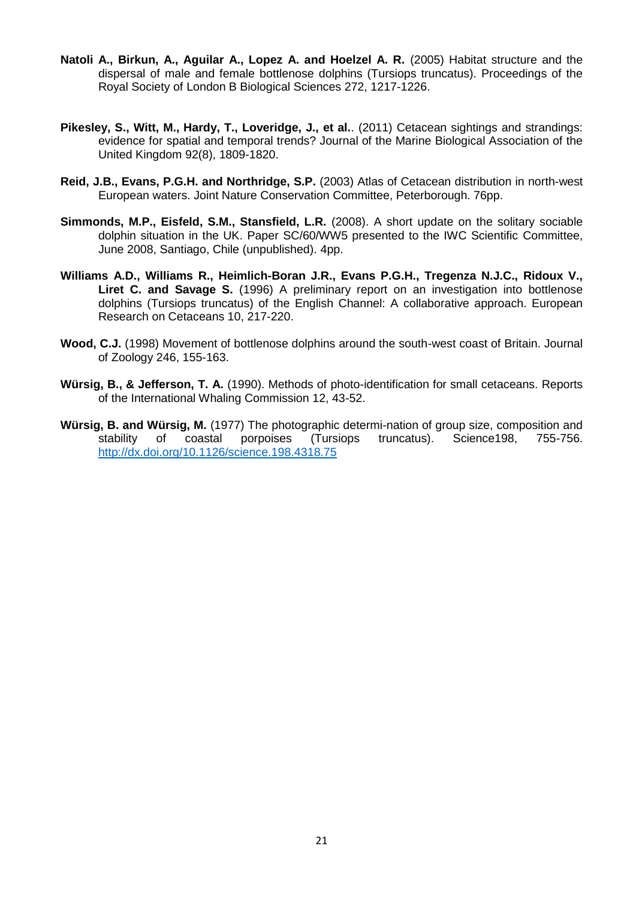**Natoli A., Birkun, A., Aguilar A., Lopez A. and Hoelzel A. R.** (2005) Habitat structure and the dispersal of male and female bottlenose dolphins (Tursiops truncatus). Proceedings of the Royal Society of London B Biological Sciences 272, 1217-1226.

**Pikesley, S., Witt, M., Hardy, T., Loveridge, J., et al.**. (2011) Cetacean sightings and strandings: evidence for spatial and temporal trends? Journal of the Marine Biological Association of the United Kingdom 92(8), 1809-1820.

**Reid, J.B., Evans, P.G.H. and Northridge, S.P.** (2003) Atlas of Cetacean distribution in north-west European waters. Joint Nature Conservation Committee, Peterborough. 76pp.

**Simmonds, M.P., Eisfeld, S.M., Stansfield, L.R.** (2008). A short update on the solitary sociable dolphin situation in the UK. Paper SC/60/WW5 presented to the IWC Scientific Committee, June 2008, Santiago, Chile (unpublished). 4pp.

**Williams A.D., Williams R., Heimlich-Boran J.R., Evans P.G.H., Tregenza N.J.C., Ridoux V., Liret C. and Savage S.** (1996) A preliminary report on an investigation into bottlenose dolphins (Tursiops truncatus) of the English Channel: A collaborative approach. European Research on Cetaceans 10, 217-220.

**Wood, C.J.** (1998) Movement of bottlenose dolphins around the south-west coast of Britain. Journal of Zoology 246, 155-163.

**Würsig, B., & Jefferson, T. A.** (1990). Methods of photo-identification for small cetaceans. Reports of the International Whaling Commission 12, 43-52.

**Würsig, B. and Würsig, M.** (1977) The photographic determi-nation of group size, composition and stability of coastal porpoises (Tursiops truncatus). Science198, 755-756. http://dx.doi.org/10.1126/science.198.4318.75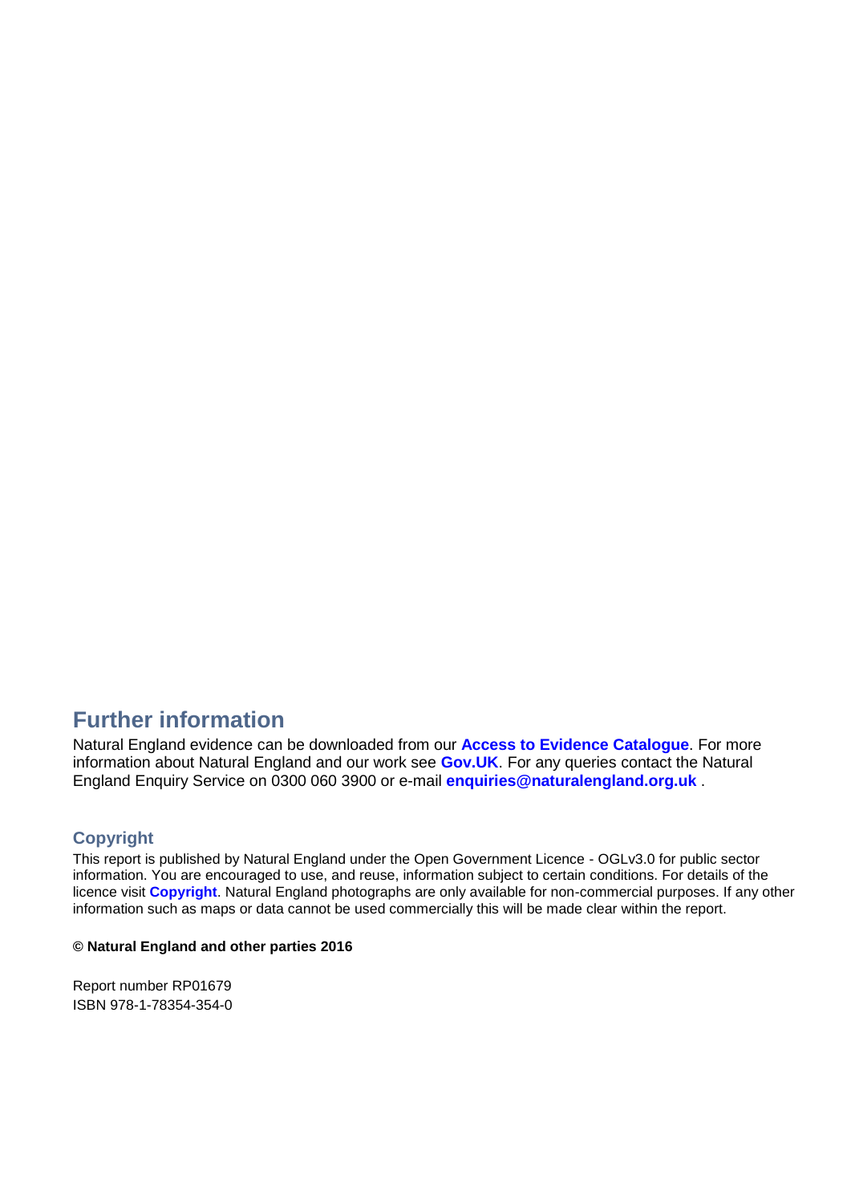## Further information

Natural England evidence can be downloaded from our **Access to Evidence Catalogue**. For more information about Natural England and our work see **Gov.UK**. For any queries contact the Natural England Enquiry Service on 0300 060 3900 or e-mail **enquiries@naturalengland.org.uk** .

### Copyright

This report is published by Natural England under the Open Government Licence - OGLv3.0 for public sector information. You are encouraged to use, and reuse, information subject to certain conditions. For details of the licence visit **Copyright**. Natural England photographs are only available for non-commercial purposes. If any other information such as maps or data cannot be used commercially this will be made clear within the report.

**© Natural England and other parties 2016**

Report number RP01679
ISBN 978-1-78354-354-0